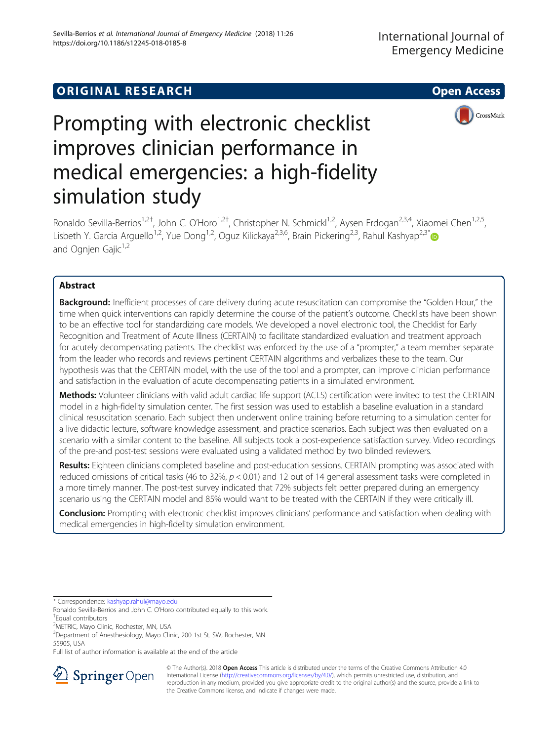ORIGINAL RESEARCH

Open Access

# Prompting with electronic checklist improves clinician performance in medical emergencies: a high-fidelity simulation study

Ronaldo Sevilla-Berrios[1,2†], John C. O'Horo[1,2†], Christopher N. Schmickl[1,2], Aysen Erdogan[2,3,4], Xiaomei Chen[1,2,5], Lisbeth Y. Garcia Arguello[1,2], Yue Dong[1,2], Oguz Kilickaya[2,3,6], Brain Pickering[2,3], Rahul Kashyap[2,3*] and Ognjen Gajic[1,2]

## Abstract

**Background:** Inefficient processes of care delivery during acute resuscitation can compromise the "Golden Hour," the time when quick interventions can rapidly determine the course of the patient's outcome. Checklists have been shown to be an effective tool for standardizing care models. We developed a novel electronic tool, the Checklist for Early Recognition and Treatment of Acute Illness (CERTAIN) to facilitate standardized evaluation and treatment approach for acutely decompensating patients. The checklist was enforced by the use of a "prompter," a team member separate from the leader who records and reviews pertinent CERTAIN algorithms and verbalizes these to the team. Our hypothesis was that the CERTAIN model, with the use of the tool and a prompter, can improve clinician performance and satisfaction in the evaluation of acute decompensating patients in a simulated environment.

**Methods:** Volunteer clinicians with valid adult cardiac life support (ACLS) certification were invited to test the CERTAIN model in a high-fidelity simulation center. The first session was used to establish a baseline evaluation in a standard clinical resuscitation scenario. Each subject then underwent online training before returning to a simulation center for a live didactic lecture, software knowledge assessment, and practice scenarios. Each subject was then evaluated on a scenario with a similar content to the baseline. All subjects took a post-experience satisfaction survey. Video recordings of the pre-and post-test sessions were evaluated using a validated method by two blinded reviewers.

**Results:** Eighteen clinicians completed baseline and post-education sessions. CERTAIN prompting was associated with reduced omissions of critical tasks (46 to 32%, $p < 0.01$) and 12 out of 14 general assessment tasks were completed in a more timely manner. The post-test survey indicated that 72% subjects felt better prepared during an emergency scenario using the CERTAIN model and 85% would want to be treated with the CERTAIN if they were critically ill.

**Conclusion:** Prompting with electronic checklist improves clinicians' performance and satisfaction when dealing with medical emergencies in high-fidelity simulation environment.

---

\* Correspondence: kashyap.rahul@mayo.edu

Ronaldo Sevilla-Berrios and John C. O'Horo contributed equally to this work.

†Equal contributors

[2]METRIC, Mayo Clinic, Rochester, MN, USA

[3]Department of Anesthesiology, Mayo Clinic, 200 1st St. SW, Rochester, MN 55905, USA

Full list of author information is available at the end of the article

© The Author(s). 2018 **Open Access** This article is distributed under the terms of the Creative Commons Attribution 4.0 International License (http://creativecommons.org/licenses/by/4.0/), which permits unrestricted use, distribution, and reproduction in any medium, provided you give appropriate credit to the original author(s) and the source, provide a link to the Creative Commons license, and indicate if changes were made.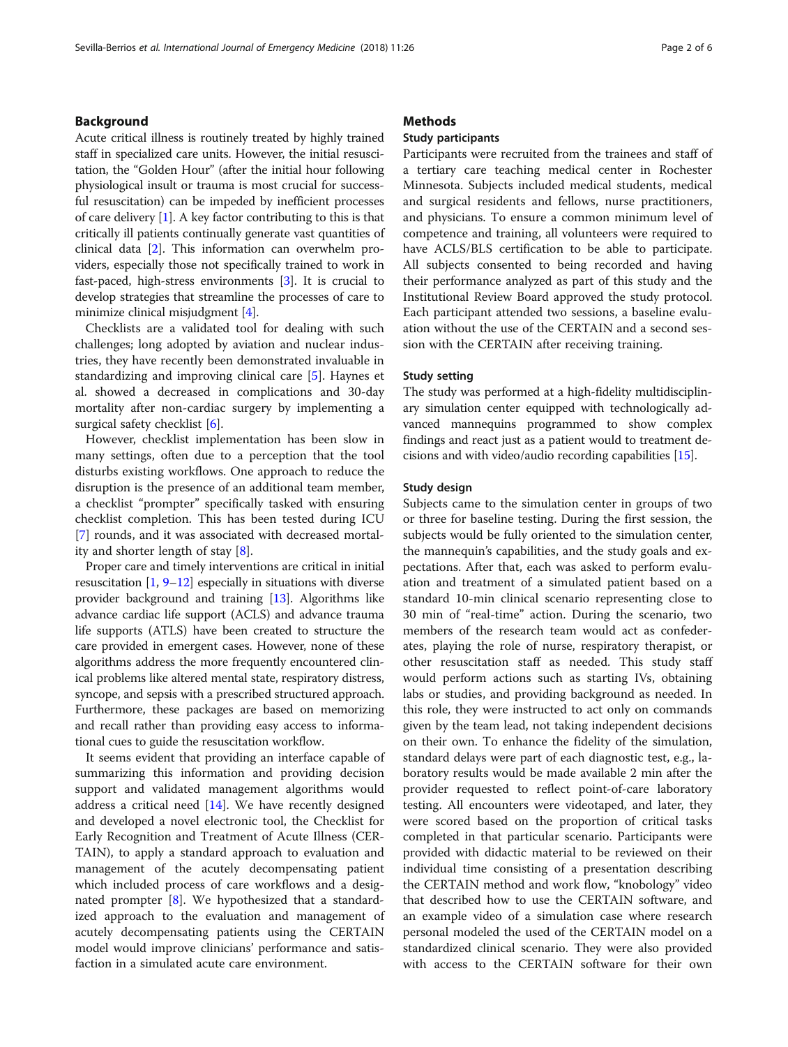## Background

Acute critical illness is routinely treated by highly trained staff in specialized care units. However, the initial resuscitation, the "Golden Hour" (after the initial hour following physiological insult or trauma is most crucial for successful resuscitation) can be impeded by inefficient processes of care delivery [1]. A key factor contributing to this is that critically ill patients continually generate vast quantities of clinical data [2]. This information can overwhelm providers, especially those not specifically trained to work in fast-paced, high-stress environments [3]. It is crucial to develop strategies that streamline the processes of care to minimize clinical misjudgment [4].

Checklists are a validated tool for dealing with such challenges; long adopted by aviation and nuclear industries, they have recently been demonstrated invaluable in standardizing and improving clinical care [5]. Haynes et al. showed a decreased in complications and 30-day mortality after non-cardiac surgery by implementing a surgical safety checklist [6].

However, checklist implementation has been slow in many settings, often due to a perception that the tool disturbs existing workflows. One approach to reduce the disruption is the presence of an additional team member, a checklist "prompter" specifically tasked with ensuring checklist completion. This has been tested during ICU [7] rounds, and it was associated with decreased mortality and shorter length of stay [8].

Proper care and timely interventions are critical in initial resuscitation [1, 9–12] especially in situations with diverse provider background and training [13]. Algorithms like advance cardiac life support (ACLS) and advance trauma life supports (ATLS) have been created to structure the care provided in emergent cases. However, none of these algorithms address the more frequently encountered clinical problems like altered mental state, respiratory distress, syncope, and sepsis with a prescribed structured approach. Furthermore, these packages are based on memorizing and recall rather than providing easy access to informational cues to guide the resuscitation workflow.

It seems evident that providing an interface capable of summarizing this information and providing decision support and validated management algorithms would address a critical need [14]. We have recently designed and developed a novel electronic tool, the Checklist for Early Recognition and Treatment of Acute Illness (CERTAIN), to apply a standard approach to evaluation and management of the acutely decompensating patient which included process of care workflows and a designated prompter [8]. We hypothesized that a standardized approach to the evaluation and management of acutely decompensating patients using the CERTAIN model would improve clinicians' performance and satisfaction in a simulated acute care environment.

## Methods

### Study participants

Participants were recruited from the trainees and staff of a tertiary care teaching medical center in Rochester Minnesota. Subjects included medical students, medical and surgical residents and fellows, nurse practitioners, and physicians. To ensure a common minimum level of competence and training, all volunteers were required to have ACLS/BLS certification to be able to participate. All subjects consented to being recorded and having their performance analyzed as part of this study and the Institutional Review Board approved the study protocol. Each participant attended two sessions, a baseline evaluation without the use of the CERTAIN and a second session with the CERTAIN after receiving training.

### Study setting

The study was performed at a high-fidelity multidisciplinary simulation center equipped with technologically advanced mannequins programmed to show complex findings and react just as a patient would to treatment decisions and with video/audio recording capabilities [15].

### Study design

Subjects came to the simulation center in groups of two or three for baseline testing. During the first session, the subjects would be fully oriented to the simulation center, the mannequin's capabilities, and the study goals and expectations. After that, each was asked to perform evaluation and treatment of a simulated patient based on a standard 10-min clinical scenario representing close to 30 min of "real-time" action. During the scenario, two members of the research team would act as confederates, playing the role of nurse, respiratory therapist, or other resuscitation staff as needed. This study staff would perform actions such as starting IVs, obtaining labs or studies, and providing background as needed. In this role, they were instructed to act only on commands given by the team lead, not taking independent decisions on their own. To enhance the fidelity of the simulation, standard delays were part of each diagnostic test, e.g., laboratory results would be made available 2 min after the provider requested to reflect point-of-care laboratory testing. All encounters were videotaped, and later, they were scored based on the proportion of critical tasks completed in that scenario. Participants were provided with didactic material to be reviewed on their individual time consisting of a presentation describing the CERTAIN method and work flow, "knobology" video that described how to use the CERTAIN software, and an example video of a simulation case where research personal modeled the used of the CERTAIN model on a standardized clinical scenario. They were also provided with access to the CERTAIN software for their own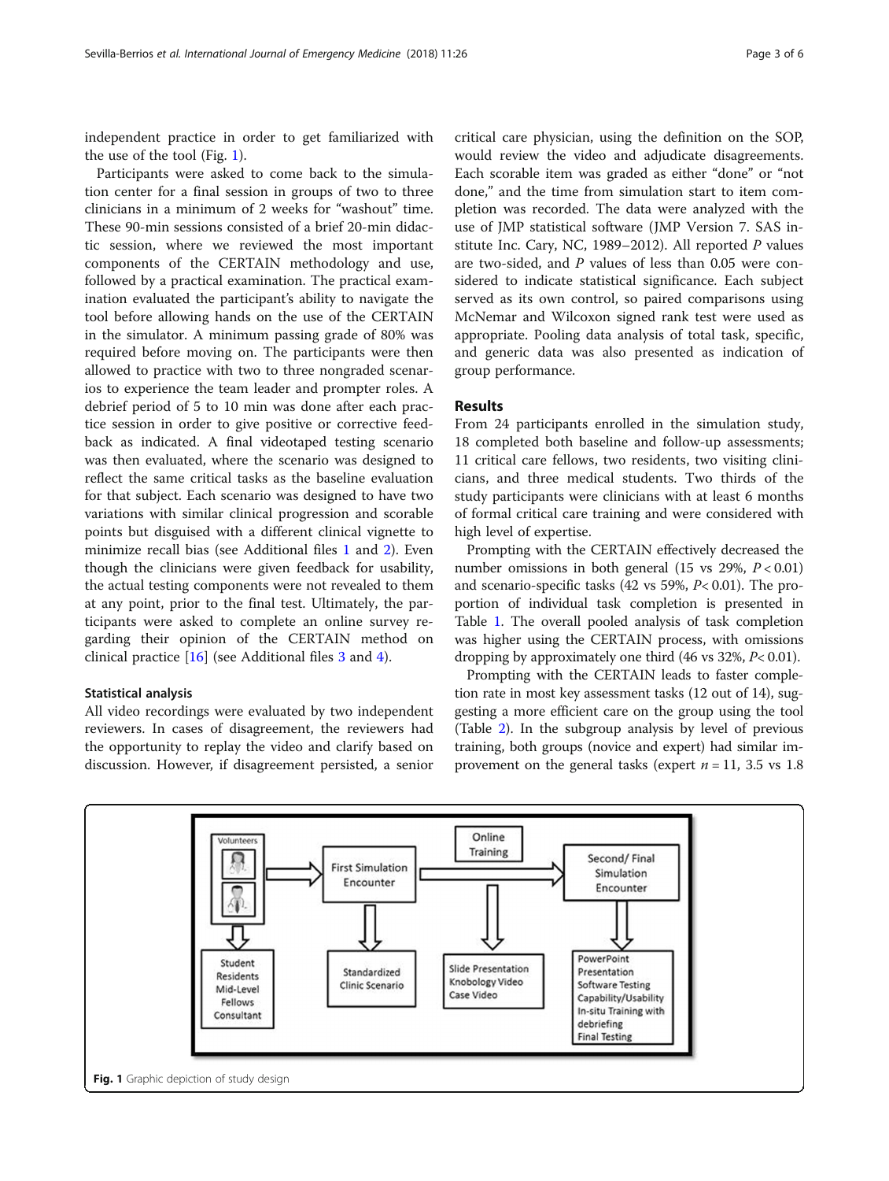independent practice in order to get familiarized with the use of the tool (Fig. 1).

Participants were asked to come back to the simulation center for a final session in groups of two to three clinicians in a minimum of 2 weeks for "washout" time. These 90-min sessions consisted of a brief 20-min didactic session, where we reviewed the most important components of the CERTAIN methodology and use, followed by a practical examination. The practical examination evaluated the participant's ability to navigate the tool before allowing hands on the use of the CERTAIN in the simulator. A minimum passing grade of 80% was required before moving on. The participants were then allowed to practice with two to three nongraded scenarios to experience the team leader and prompter roles. A debrief period of 5 to 10 min was done after each practice session in order to give positive or corrective feedback as indicated. A final videotaped testing scenario was then evaluated, where the scenario was designed to reflect the same critical tasks as the baseline evaluation for that subject. Each scenario was designed to have two variations with similar clinical progression and scorable points but disguised with a different clinical vignette to minimize recall bias (see Additional files 1 and 2). Even though the clinicians were given feedback for usability, the actual testing components were not revealed to them at any point, prior to the final test. Ultimately, the participants were asked to complete an online survey regarding their opinion of the CERTAIN method on clinical practice [16] (see Additional files 3 and 4).

### Statistical analysis

All video recordings were evaluated by two independent reviewers. In cases of disagreement, the reviewers had the opportunity to replay the video and clarify based on discussion. However, if disagreement persisted, a senior critical care physician, using the definition on the SOP, would review the video and adjudicate disagreements. Each scorable item was graded as either "done" or "not done," and the time from simulation start to item completion was recorded. The data were analyzed with the use of JMP statistical software (JMP Version 7. SAS Institute Inc. Cary, NC, 1989–2012). All reported $P$ values are two-sided, and $P$ values of less than 0.05 were considered to indicate statistical significance. Each subject served as its own control, so paired comparisons using McNemar and Wilcoxon signed rank test were used as appropriate. Pooling data analysis of total task, specific, and generic data was also presented as indication of group performance.

## Results

From 24 participants enrolled in the simulation study, 18 completed both baseline and follow-up assessments; 11 critical care fellows, two residents, two visiting clinicians, and three medical students. Two thirds of the study participants were clinicians with at least 6 months of formal critical care training and were considered with high level of expertise.

Prompting with the CERTAIN effectively decreased the number omissions in both general (15 vs 29%, $P < 0.01$) and scenario-specific tasks (42 vs 59%, $P < 0.01$). The proportion of individual task completion is presented in Table 1. The overall pooled analysis of task completion was higher using the CERTAIN process, with omissions dropping by approximately one third (46 vs 32%, $P < 0.01$).

Prompting with the CERTAIN leads to faster completion rate in most key assessment tasks (12 out of 14), suggesting a more efficient care on the group using the tool (Table 2). In the subgroup analysis by level of previous training, both groups (novice and expert) had similar improvement on the general tasks (expert $n = 11$, 3.5 vs 1.8

Fig. 1 Graphic depiction of study design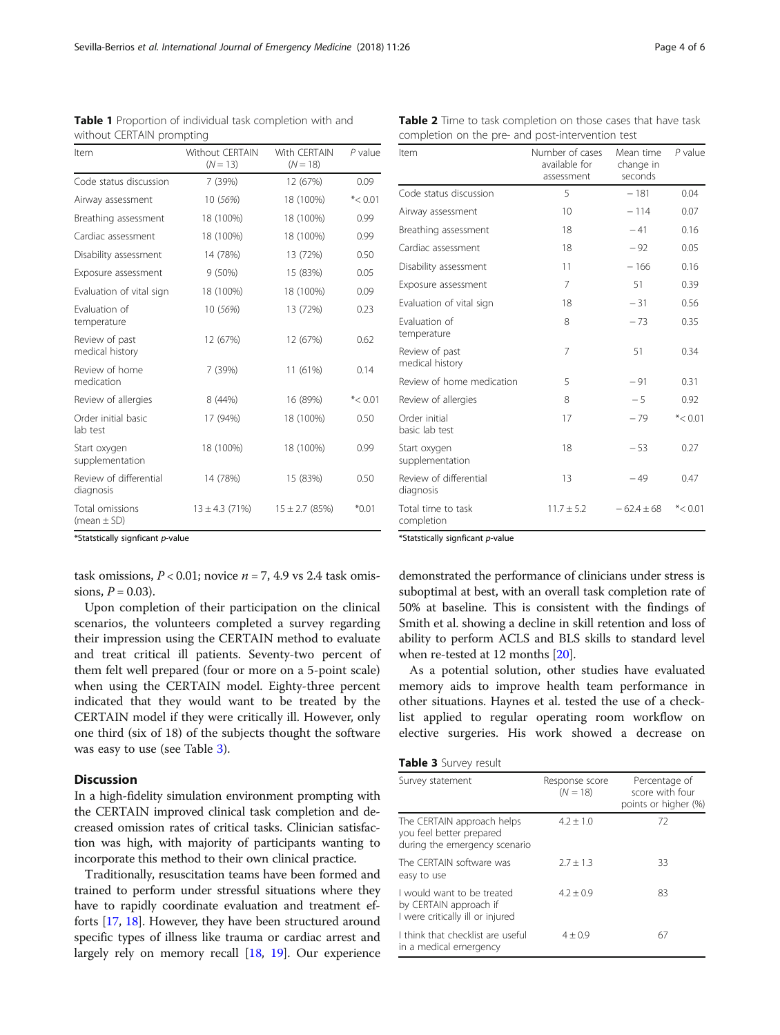**Table 1** Proportion of individual task completion with and without CERTAIN prompting

| Item | Without CERTAIN ($N = 13$) | With CERTAIN ($N = 18$) | $P$ value |
|---|---|---|---|
| Code status discussion | 7 (39%) | 12 (67%) | 0.09 |
| Airway assessment | 10 (*56%*) | 18 (100%) | *< 0.01 |
| Breathing assessment | 18 (100%) | 18 (100%) | 0.99 |
| Cardiac assessment | 18 (100%) | 18 (100%) | 0.99 |
| Disability assessment | 14 (78%) | 13 (72%) | 0.50 |
| Exposure assessment | 9 (50%) | 15 (83%) | 0.05 |
| Evaluation of vital sign | 18 (100%) | 18 (100%) | 0.09 |
| Evaluation of temperature | 10 (*56%*) | 13 (72%) | 0.23 |
| Review of past medical history | 12 (67%) | 12 (67%) | 0.62 |
| Review of home medication | 7 (39%) | 11 (61%) | 0.14 |
| Review of allergies | 8 (44%) | 16 (89%) | *< 0.01 |
| Order initial basic lab test | 17 (94%) | 18 (100%) | 0.50 |
| Start oxygen supplementation | 18 (100%) | 18 (100%) | 0.99 |
| Review of differential diagnosis | 14 (78%) | 15 (83%) | 0.50 |
| Total omissions (mean ± SD) | 13 ± 4.3 (71%) | 15 ± 2.7 (85%) | *0.01 |

*Statstically signficant *p*-value

**Table 2** Time to task completion on those cases that have task completion on the pre- and post-intervention test

| Item | Number of cases available for assessment | Mean time change in seconds | $P$ value |
|---|---|---|---|
| Code status discussion | 5 | − 181 | 0.04 |
| Airway assessment | 10 | − 114 | 0.07 |
| Breathing assessment | 18 | − 41 | 0.16 |
| Cardiac assessment | 18 | − 92 | 0.05 |
| Disability assessment | 11 | − 166 | 0.16 |
| Exposure assessment | 7 | 51 | 0.39 |
| Evaluation of vital sign | 18 | − 31 | 0.56 |
| Evaluation of temperature | 8 | − 73 | 0.35 |
| Review of past medical history | 7 | 51 | 0.34 |
| Review of home medication | 5 | − 91 | 0.31 |
| Review of allergies | 8 | − 5 | 0.92 |
| Order initial basic lab test | 17 | − 79 | *< 0.01 |
| Start oxygen supplementation | 18 | − 53 | 0.27 |
| Review of differential diagnosis | 13 | − 49 | 0.47 |
| Total time to task completion | 11.7 ± 5.2 | − 62.4 ± 68 | *< 0.01 |

*Statstically signficant *p*-value

task omissions, $P < 0.01$; novice $n = 7$, 4.9 vs 2.4 task omissions, $P = 0.03$).

Upon completion of their participation on the clinical scenarios, the volunteers completed a survey regarding their impression using the CERTAIN method to evaluate and treat critical ill patients. Seventy-two percent of them felt well prepared (four or more on a 5-point scale) when using the CERTAIN model. Eighty-three percent indicated that they would want to be treated by the CERTAIN model if they were critically ill. However, only one third (six of 18) of the subjects thought the software was easy to use (see Table 3).

## Discussion

In a high-fidelity simulation environment prompting with the CERTAIN improved clinical task completion and decreased omission rates of critical tasks. Clinician satisfaction was high, with majority of participants wanting to incorporate this method to their own clinical practice.

Traditionally, resuscitation teams have been formed and trained to perform under stressful situations where they have to rapidly coordinate evaluation and treatment efforts [17, 18]. However, they have been structured around specific types of illness like trauma or cardiac arrest and largely rely on memory recall [18, 19]. Our experience demonstrated the performance of clinicians under stress is suboptimal at best, with an overall task completion rate of 50% at baseline. This is consistent with the findings of Smith et al. showing a decline in skill retention and loss of ability to perform ACLS and BLS skills to standard level when re-tested at 12 months [20].

As a potential solution, other studies have evaluated memory aids to improve health team performance in other situations. Haynes et al. tested the use of a checklist applied to regular operating room workflow on elective surgeries. His work showed a decrease on

**Table 3** Survey result

| Survey statement | Response score ($N = 18$) | Percentage of score with four points or higher (%) |
|---|---|---|
| The CERTAIN approach helps you feel better prepared during the emergency scenario | 4.2 ± 1.0 | 72 |
| The CERTAIN software was easy to use | 2.7 ± 1.3 | 33 |
| I would want to be treated by CERTAIN approach if I were critically ill or injured | 4.2 ± 0.9 | 83 |
| I think that checklist are useful in a medical emergency | 4 ± 0.9 | 67 |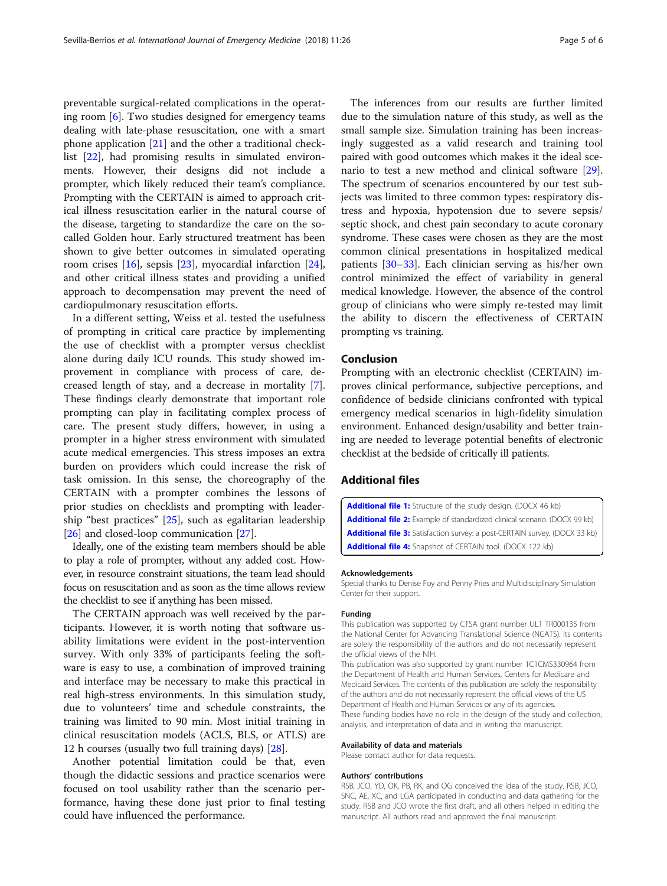preventable surgical-related complications in the operating room [6]. Two studies designed for emergency teams dealing with late-phase resuscitation, one with a smart phone application [21] and the other a traditional checklist [22], had promising results in simulated environments. However, their designs did not include a prompter, which likely reduced their team's compliance. Prompting with the CERTAIN is aimed to approach critical illness resuscitation earlier in the natural course of the disease, targeting to standardize the care on the so-called Golden hour. Early structured treatment has been shown to give better outcomes in simulated operating room crises [16], sepsis [23], myocardial infarction [24], and other critical illness states and providing a unified approach to decompensation may prevent the need of cardiopulmonary resuscitation efforts.

In a different setting, Weiss et al. tested the usefulness of prompting in critical care practice by implementing the use of checklist with a prompter versus checklist alone during daily ICU rounds. This study showed improvement in compliance with process of care, decreased length of stay, and a decrease in mortality [7]. These findings clearly demonstrate that important role prompting can play in facilitating complex process of care. The present study differs, however, in using a prompter in a higher stress environment with simulated acute medical emergencies. This stress imposes an extra burden on providers which could increase the risk of task omission. In this sense, the choreography of the CERTAIN with a prompter combines the lessons of prior studies on checklists and prompting with leadership "best practices" [25], such as egalitarian leadership [26] and closed-loop communication [27].

Ideally, one of the existing team members should be able to play a role of prompter, without any added cost. However, in resource constraint situations, the team lead should focus on resuscitation and as soon as the time allows review the checklist to see if anything has been missed.

The CERTAIN approach was well received by the participants. However, it is worth noting that software usability limitations were evident in the post-intervention survey. With only 33% of participants feeling the software is easy to use, a combination of improved training and interface may be necessary to make this practical in real high-stress environments. In this simulation study, due to volunteers' time and schedule constraints, the training was limited to 90 min. Most initial training in clinical resuscitation models (ACLS, BLS, or ATLS) are 12 h courses (usually two full training days) [28].

Another potential limitation could be that, even though the didactic sessions and practice scenarios were focused on tool usability rather than the scenario performance, having these done just prior to final testing could have influenced the performance.

The inferences from our results are further limited due to the simulation nature of this study, as well as the small sample size. Simulation training has been increasingly suggested as a valid research and training tool paired with good outcomes which makes it the ideal scenario to test a new method and clinical software [29]. The spectrum of scenarios encountered by our test subjects was limited to three common types: respiratory distress and hypoxia, hypotension due to severe sepsis/septic shock, and chest pain secondary to acute coronary syndrome. These cases were chosen as they are the most common clinical presentations in hospitalized medical patients [30–33]. Each clinician serving as his/her own control minimized the effect of variability in general medical knowledge. However, the absence of the control group of clinicians who were simply re-tested may limit the ability to discern the effectiveness of CERTAIN prompting vs training.

## Conclusion

Prompting with an electronic checklist (CERTAIN) improves clinical performance, subjective perceptions, and confidence of bedside clinicians confronted with typical emergency medical scenarios in high-fidelity simulation environment. Enhanced design/usability and better training are needed to leverage potential benefits of electronic checklist at the bedside of critically ill patients.

## Additional files

**Additional file 1:** Structure of the study design. (DOCX 46 kb)
**Additional file 2:** Example of standardized clinical scenario. (DOCX 99 kb)
**Additional file 3:** Satisfaction survey: a post-CERTAIN survey. (DOCX 33 kb)
**Additional file 4:** Snapshot of CERTAIN tool. (DOCX 122 kb)

#### Acknowledgements

Special thanks to Denise Foy and Penny Pries and Multidisciplinary Simulation Center for their support.

#### Funding

This publication was supported by CTSA grant number UL1 TR000135 from the National Center for Advancing Translational Science (NCATS). Its contents are solely the responsibility of the authors and do not necessarily represent the official views of the NIH.

This publication was also supported by grant number 1C1CMS330964 from the Department of Health and Human Services, Centers for Medicare and Medicaid Services. The contents of this publication are solely the responsibility of the authors and do not necessarily represent the official views of the US Department of Health and Human Services or any of its agencies.

These funding bodies have no role in the design of the study and collection, analysis, and interpretation of data and in writing the manuscript.

#### Availability of data and materials

Please contact author for data requests.

#### Authors' contributions

RSB, JCO, YD, OK, PB, RK, and OG conceived the idea of the study. RSB, JCO, SNC, AE, XC, and LGA participated in conducting and data gathering for the study. RSB and JCO wrote the first draft, and all others helped in editing the manuscript. All authors read and approved the final manuscript.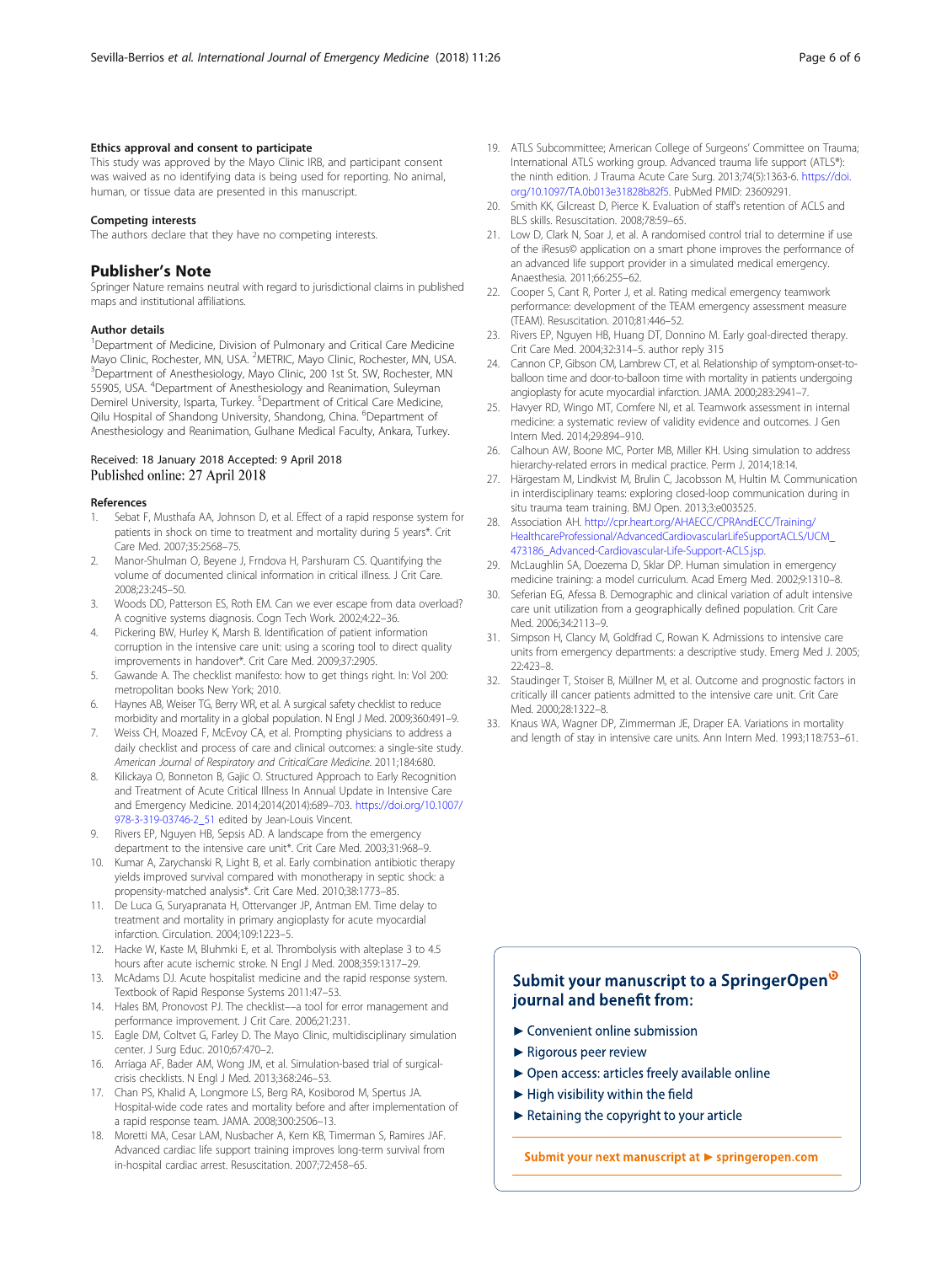#### Ethics approval and consent to participate

This study was approved by the Mayo Clinic IRB, and participant consent was waived as no identifying data is being used for reporting. No animal, human, or tissue data are presented in this manuscript.

#### Competing interests

The authors declare that they have no competing interests.

### Publisher's Note

Springer Nature remains neutral with regard to jurisdictional claims in published maps and institutional affiliations.

#### Author details

[1]Department of Medicine, Division of Pulmonary and Critical Care Medicine Mayo Clinic, Rochester, MN, USA. [2]METRIC, Mayo Clinic, Rochester, MN, USA. [3]Department of Anesthesiology, Mayo Clinic, 200 1st St. SW, Rochester, MN 55905, USA. [4]Department of Anesthesiology and Reanimation, Suleyman Demirel University, Isparta, Turkey. [5]Department of Critical Care Medicine, Qilu Hospital of Shandong University, Shandong, China. [6]Department of Anesthesiology and Reanimation, Gulhane Medical Faculty, Ankara, Turkey.

Received: 18 January 2018 Accepted: 9 April 2018
Published online: 27 April 2018

#### References

1. Sebat F, Musthafa AA, Johnson D, et al. Effect of a rapid response system for patients in shock on time to treatment and mortality during 5 years*. Crit Care Med. 2007;35:2568–75.
2. Manor-Shulman O, Beyene J, Frndova H, Parshuram CS. Quantifying the volume of documented clinical information in critical illness. J Crit Care. 2008;23:245–50.
3. Woods DD, Patterson ES, Roth EM. Can we ever escape from data overload? A cognitive systems diagnosis. Cogn Tech Work. 2002;4:22–36.
4. Pickering BW, Hurley K, Marsh B. Identification of patient information corruption in the intensive care unit: using a scoring tool to direct quality improvements in handover*. Crit Care Med. 2009;37:2905.
5. Gawande A. The checklist manifesto: how to get things right. In: Vol 200: metropolitan books New York; 2010.
6. Haynes AB, Weiser TG, Berry WR, et al. A surgical safety checklist to reduce morbidity and mortality in a global population. N Engl J Med. 2009;360:491–9.
7. Weiss CH, Moazed F, McEvoy CA, et al. Prompting physicians to address a daily checklist and process of care and clinical outcomes: a single-site study. *American Journal of Respiratory and CriticalCare Medicine.* 2011;184:680.
8. Kilickaya O, Bonneton B, Gajic O. Structured Approach to Early Recognition and Treatment of Acute Critical Illness In Annual Update in Intensive Care and Emergency Medicine. 2014;2014(2014):689–703. https://doi.org/10.1007/978-3-319-03746-2_51 edited by Jean-Louis Vincent.
9. Rivers EP, Nguyen HB, Sepsis AD. A landscape from the emergency department to the intensive care unit*. Crit Care Med. 2003;31:968–9.
10. Kumar A, Zarychanski R, Light B, et al. Early combination antibiotic therapy yields improved survival compared with monotherapy in septic shock: a propensity-matched analysis*. Crit Care Med. 2010;38:1773–85.
11. De Luca G, Suryapranata H, Ottervanger JP, Antman EM. Time delay to treatment and mortality in primary angioplasty for acute myocardial infarction. Circulation. 2004;109:1223–5.
12. Hacke W, Kaste M, Bluhmki E, et al. Thrombolysis with alteplase 3 to 4.5 hours after acute ischemic stroke. N Engl J Med. 2008;359:1317–29.
13. McAdams DJ. Acute hospitalist medicine and the rapid response system. Textbook of Rapid Response Systems 2011:47–53.
14. Hales BM, Pronovost PJ. The checklist––a tool for error management and performance improvement. J Crit Care. 2006;21:231.
15. Eagle DM, Coltvet G, Farley D. The Mayo Clinic, multidisciplinary simulation center. J Surg Educ. 2010;67:470–2.
16. Arriaga AF, Bader AM, Wong JM, et al. Simulation-based trial of surgical-crisis checklists. N Engl J Med. 2013;368:246–53.
17. Chan PS, Khalid A, Longmore LS, Berg RA, Kosiborod M, Spertus JA. Hospital-wide code rates and mortality before and after implementation of a rapid response team. JAMA. 2008;300:2506–13.
18. Moretti MA, Cesar LAM, Nusbacher A, Kern KB, Timerman S, Ramires JAF. Advanced cardiac life support training improves long-term survival from in-hospital cardiac arrest. Resuscitation. 2007;72:458–65.
19. ATLS Subcommittee; American College of Surgeons' Committee on Trauma; International ATLS working group. Advanced trauma life support (ATLS®): the ninth edition. J Trauma Acute Care Surg. 2013;74(5):1363-6. https://doi.org/10.1097/TA.0b013e31828b82f5. PubMed PMID: 23609291.
20. Smith KK, Gilcreast D, Pierce K. Evaluation of staff's retention of ACLS and BLS skills. Resuscitation. 2008;78:59–65.
21. Low D, Clark N, Soar J, et al. A randomised control trial to determine if use of the iResus© application on a smart phone improves the performance of an advanced life support provider in a simulated medical emergency. Anaesthesia. 2011;66:255–62.
22. Cooper S, Cant R, Porter J, et al. Rating medical emergency teamwork performance: development of the TEAM emergency assessment measure (TEAM). Resuscitation. 2010;81:446–52.
23. Rivers EP, Nguyen HB, Huang DT, Donnino M. Early goal-directed therapy. Crit Care Med. 2004;32:314–5. author reply 315
24. Cannon CP, Gibson CM, Lambrew CT, et al. Relationship of symptom-onset-to-balloon time and door-to-balloon time with mortality in patients undergoing angioplasty for acute myocardial infarction. JAMA. 2000;283:2941–7.
25. Havyer RD, Wingo MT, Comfere NI, et al. Teamwork assessment in internal medicine: a systematic review of validity evidence and outcomes. J Gen Intern Med. 2014;29:894–910.
26. Calhoun AW, Boone MC, Porter MB, Miller KH. Using simulation to address hierarchy-related errors in medical practice. Perm J. 2014;18:14.
27. Härgestam M, Lindkvist M, Brulin C, Jacobsson M, Hultin M. Communication in interdisciplinary teams: exploring closed-loop communication during in situ trauma team training. BMJ Open. 2013;3:e003525.
28. Association AH. http://cpr.heart.org/AHAECC/CPRAndECC/Training/HealthcareProfessional/AdvancedCardiovascularLifeSupportACLS/UCM_473186_Advanced-Cardiovascular-Life-Support-ACLS.jsp.
29. McLaughlin SA, Doezema D, Sklar DP. Human simulation in emergency medicine training: a model curriculum. Acad Emerg Med. 2002;9:1310–8.
30. Seferian EG, Afessa B. Demographic and clinical variation of adult intensive care unit utilization from a geographically defined population. Crit Care Med. 2006;34:2113–9.
31. Simpson H, Clancy M, Goldfrad C, Rowan K. Admissions to intensive care units from emergency departments: a descriptive study. Emerg Med J. 2005;22:423–8.
32. Staudinger T, Stoiser B, Müllner M, et al. Outcome and prognostic factors in critically ill cancer patients admitted to the intensive care unit. Crit Care Med. 2000;28:1322–8.
33. Knaus WA, Wagner DP, Zimmerman JE, Draper EA. Variations in mortality and length of stay in intensive care units. Ann Intern Med. 1993;118:753–61.

**Submit your manuscript to a SpringerOpen journal and benefit from:**

- ► Convenient online submission
- ► Rigorous peer review
- ► Open access: articles freely available online
- ► High visibility within the field
- ► Retaining the copyright to your article

**Submit your next manuscript at ► springeropen.com**